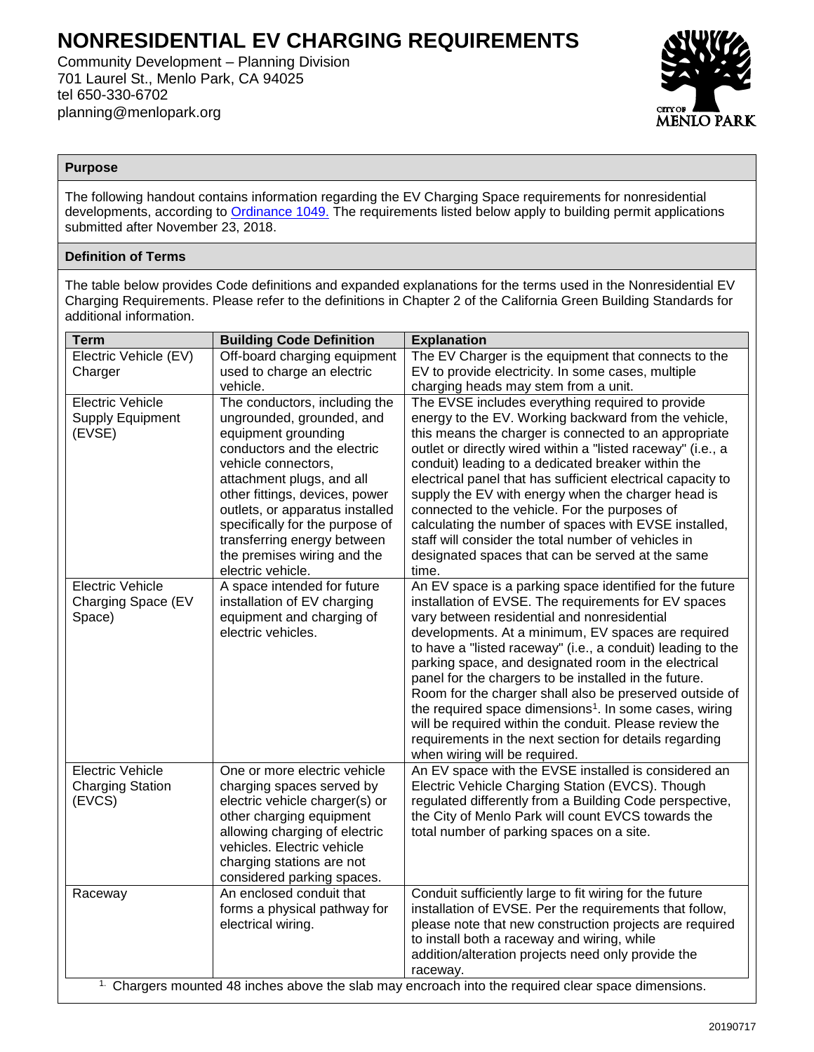# NONRESIDENTIAL EV CHARGING REQUIREMENTS

Community Development – Planning Division
701 Laurel St., Menlo Park, CA 94025
tel 650-330-6702
planning@menlopark.org

## Purpose

The following handout contains information regarding the EV Charging Space requirements for nonresidential developments, according to Ordinance 1049. The requirements listed below apply to building permit applications submitted after November 23, 2018.

## Definition of Terms

The table below provides Code definitions and expanded explanations for the terms used in the Nonresidential EV Charging Requirements. Please refer to the definitions in Chapter 2 of the California Green Building Standards for additional information.

| Term | Building Code Definition | Explanation |
|---|---|---|
| Electric Vehicle (EV) Charger | Off-board charging equipment used to charge an electric vehicle. | The EV Charger is the equipment that connects to the EV to provide electricity. In some cases, multiple charging heads may stem from a unit. |
| Electric Vehicle Supply Equipment (EVSE) | The conductors, including the ungrounded, grounded, and equipment grounding conductors and the electric vehicle connectors, attachment plugs, and all other fittings, devices, power outlets, or apparatus installed specifically for the purpose of transferring energy between the premises wiring and the electric vehicle. | The EVSE includes everything required to provide energy to the EV. Working backward from the vehicle, this means the charger is connected to an appropriate outlet or directly wired within a "listed raceway" (i.e., a conduit) leading to a dedicated breaker within the electrical panel that has sufficient electrical capacity to supply the EV with energy when the charger head is connected to the vehicle. For the purposes of calculating the number of spaces with EVSE installed, staff will consider the total number of vehicles in designated spaces that can be served at the same time. |
| Electric Vehicle Charging Space (EV Space) | A space intended for future installation of EV charging equipment and charging of electric vehicles. | An EV space is a parking space identified for the future installation of EVSE. The requirements for EV spaces vary between residential and nonresidential developments. At a minimum, EV spaces are required to have a "listed raceway" (i.e., a conduit) leading to the parking space, and designated room in the electrical panel for the chargers to be installed in the future. Room for the charger shall also be preserved outside of the required space dimensions[1]. In some cases, wiring will be required within the conduit. Please review the requirements in the next section for details regarding when wiring will be required. |
| Electric Vehicle Charging Station (EVCS) | One or more electric vehicle charging spaces served by electric vehicle charger(s) or other charging equipment allowing charging of electric vehicles. Electric vehicle charging stations are not considered parking spaces. | An EV space with the EVSE installed is considered an Electric Vehicle Charging Station (EVCS). Though regulated differently from a Building Code perspective, the City of Menlo Park will count EVCS towards the total number of parking spaces on a site. |
| Raceway | An enclosed conduit that forms a physical pathway for electrical wiring. | Conduit sufficiently large to fit wiring for the future installation of EVSE. Per the requirements that follow, please note that new construction projects are required to install both a raceway and wiring, while addition/alteration projects need only provide the raceway. |

[1] Chargers mounted 48 inches above the slab may encroach into the required clear space dimensions.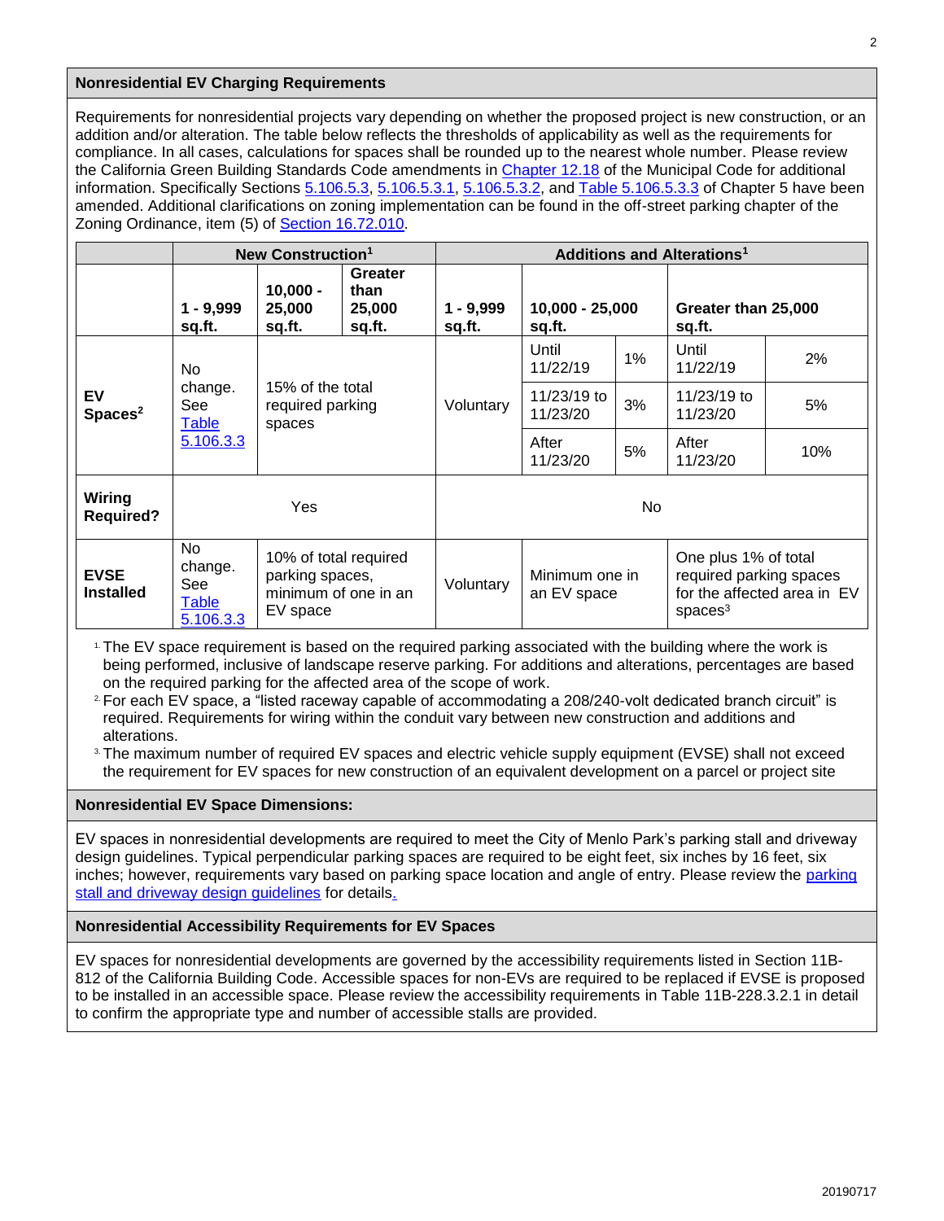## Nonresidential EV Charging Requirements

Requirements for nonresidential projects vary depending on whether the proposed project is new construction, or an addition and/or alteration. The table below reflects the thresholds of applicability as well as the requirements for compliance. In all cases, calculations for spaces shall be rounded up to the nearest whole number. Please review the California Green Building Standards Code amendments in Chapter 12.18 of the Municipal Code for additional information. Specifically Sections 5.106.5.3, 5.106.5.3.1, 5.106.5.3.2, and Table 5.106.5.3.3 of Chapter 5 have been amended. Additional clarifications on zoning implementation can be found in the off-street parking chapter of the Zoning Ordinance, item (5) of Section 16.72.010.

| | New Construction[1] | | | Additions and Alterations[1] | | | | |
|---|---|---|---|---|---|---|---|---|
| | **1 - 9,999 sq.ft.** | **10,000 - 25,000 sq.ft.** | **Greater than 25,000 sq.ft.** | **1 - 9,999 sq.ft.** | **10,000 - 25,000 sq.ft.** | | **Greater than 25,000 sq.ft.** | |
| **EV Spaces[2]** | No change. See Table 5.106.3.3 | 15% of the total required parking spaces | | Voluntary | Until 11/22/19 | 1% | Until 11/22/19 | 2% |
| | | | | | 11/23/19 to 11/23/20 | 3% | 11/23/19 to 11/23/20 | 5% |
| | | | | | After 11/23/20 | 5% | After 11/23/20 | 10% |
| **Wiring Required?** | Yes | | | No | | | | |
| **EVSE Installed** | No change. See Table 5.106.3.3 | 10% of total required parking spaces, minimum of one in an EV space | | Voluntary | Minimum one in an EV space | | One plus 1% of total required parking spaces for the affected area in EV spaces[3] | |

1. The EV space requirement is based on the required parking associated with the building where the work is being performed, inclusive of landscape reserve parking. For additions and alterations, percentages are based on the required parking for the affected area of the scope of work.
2. For each EV space, a "listed raceway capable of accommodating a 208/240-volt dedicated branch circuit" is required. Requirements for wiring within the conduit vary between new construction and additions and alterations.
3. The maximum number of required EV spaces and electric vehicle supply equipment (EVSE) shall not exceed the requirement for EV spaces for new construction of an equivalent development on a parcel or project site

## Nonresidential EV Space Dimensions:

EV spaces in nonresidential developments are required to meet the City of Menlo Park's parking stall and driveway design guidelines. Typical perpendicular parking spaces are required to be eight feet, six inches by 16 feet, six inches; however, requirements vary based on parking space location and angle of entry. Please review the parking stall and driveway design guidelines for details.

## Nonresidential Accessibility Requirements for EV Spaces

EV spaces for nonresidential developments are governed by the accessibility requirements listed in Section 11B-812 of the California Building Code. Accessible spaces for non-EVs are required to be replaced if EVSE is proposed to be installed in an accessible space. Please review the accessibility requirements in Table 11B-228.3.2.1 in detail to confirm the appropriate type and number of accessible stalls are provided.